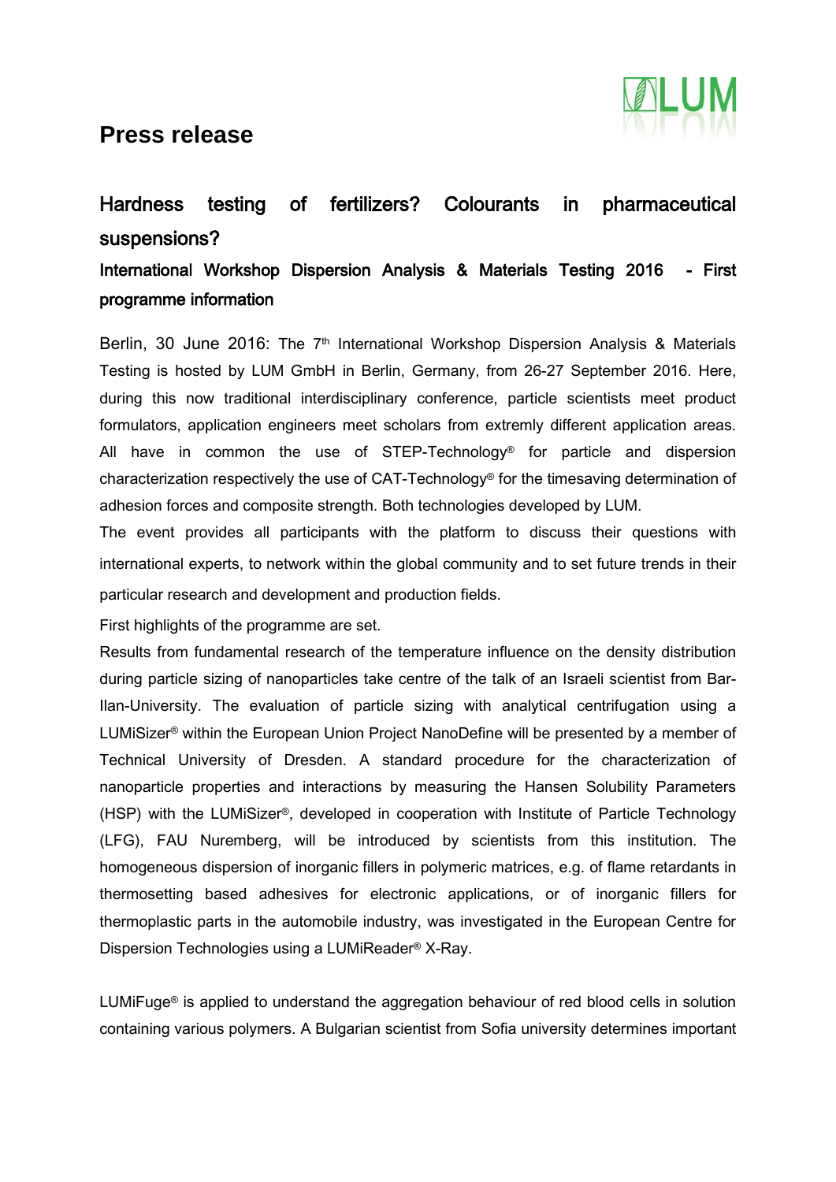# Press release

## Hardness testing of fertilizers? Colourants in pharmaceutical suspensions?

### International Workshop Dispersion Analysis & Materials Testing 2016 - First programme information

Berlin, 30 June 2016: The 7th International Workshop Dispersion Analysis & Materials Testing is hosted by LUM GmbH in Berlin, Germany, from 26-27 September 2016. Here, during this now traditional interdisciplinary conference, particle scientists meet product formulators, application engineers meet scholars from extremly different application areas. All have in common the use of STEP-Technology® for particle and dispersion characterization respectively the use of CAT-Technology® for the timesaving determination of adhesion forces and composite strength. Both technologies developed by LUM.

The event provides all participants with the platform to discuss their questions with international experts, to network within the global community and to set future trends in their particular research and development and production fields.

First highlights of the programme are set.

Results from fundamental research of the temperature influence on the density distribution during particle sizing of nanoparticles take centre of the talk of an Israeli scientist from Bar-Ilan-University. The evaluation of particle sizing with analytical centrifugation using a LUMiSizer® within the European Union Project NanoDefine will be presented by a member of Technical University of Dresden. A standard procedure for the characterization of nanoparticle properties and interactions by measuring the Hansen Solubility Parameters (HSP) with the LUMiSizer®, developed in cooperation with Institute of Particle Technology (LFG), FAU Nuremberg, will be introduced by scientists from this institution. The homogeneous dispersion of inorganic fillers in polymeric matrices, e.g. of flame retardants in thermosetting based adhesives for electronic applications, or of inorganic fillers for thermoplastic parts in the automobile industry, was investigated in the European Centre for Dispersion Technologies using a LUMiReader® X-Ray.

LUMiFuge® is applied to understand the aggregation behaviour of red blood cells in solution containing various polymers. A Bulgarian scientist from Sofia university determines important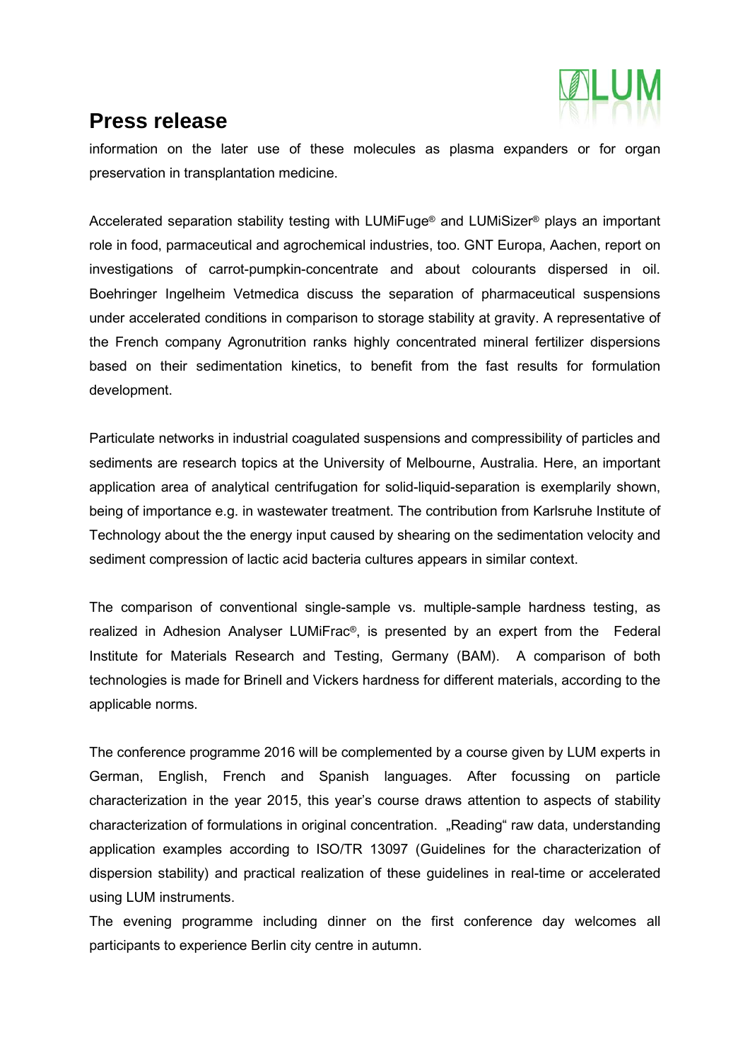information on the later use of these molecules as plasma expanders or for organ preservation in transplantation medicine.

Accelerated separation stability testing with LUMiFuge® and LUMiSizer® plays an important role in food, parmaceutical and agrochemical industries, too. GNT Europa, Aachen, report on investigations of carrot-pumpkin-concentrate and about colourants dispersed in oil. Boehringer Ingelheim Vetmedica discuss the separation of pharmaceutical suspensions under accelerated conditions in comparison to storage stability at gravity. A representative of the French company Agronutrition ranks highly concentrated mineral fertilizer dispersions based on their sedimentation kinetics, to benefit from the fast results for formulation development.

Particulate networks in industrial coagulated suspensions and compressibility of particles and sediments are research topics at the University of Melbourne, Australia. Here, an important application area of analytical centrifugation for solid-liquid-separation is exemplarily shown, being of importance e.g. in wastewater treatment. The contribution from Karlsruhe Institute of Technology about the the energy input caused by shearing on the sedimentation velocity and sediment compression of lactic acid bacteria cultures appears in similar context.

The comparison of conventional single-sample vs. multiple-sample hardness testing, as realized in Adhesion Analyser LUMiFrac®, is presented by an expert from the Federal Institute for Materials Research and Testing, Germany (BAM). A comparison of both technologies is made for Brinell and Vickers hardness for different materials, according to the applicable norms.

The conference programme 2016 will be complemented by a course given by LUM experts in German, English, French and Spanish languages. After focussing on particle characterization in the year 2015, this year's course draws attention to aspects of stability characterization of formulations in original concentration. „Reading" raw data, understanding application examples according to ISO/TR 13097 (Guidelines for the characterization of dispersion stability) and practical realization of these guidelines in real-time or accelerated using LUM instruments.

The evening programme including dinner on the first conference day welcomes all participants to experience Berlin city centre in autumn.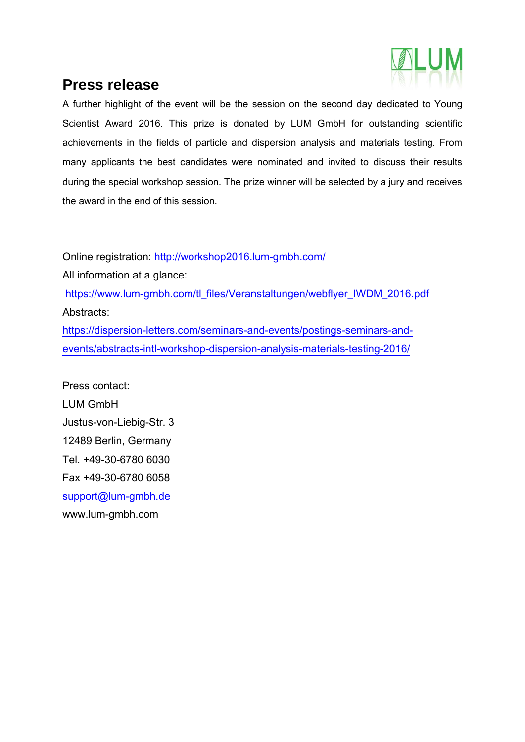# Press release

A further highlight of the event will be the session on the second day dedicated to Young Scientist Award 2016. This prize is donated by LUM GmbH for outstanding scientific achievements in the fields of particle and dispersion analysis and materials testing. From many applicants the best candidates were nominated and invited to discuss their results during the special workshop session. The prize winner will be selected by a jury and receives the award in the end of this session.

Online registration: http://workshop2016.lum-gmbh.com/

All information at a glance:

https://www.lum-gmbh.com/tl_files/Veranstaltungen/webflyer_IWDM_2016.pdf

Abstracts:

https://dispersion-letters.com/seminars-and-events/postings-seminars-and-events/abstracts-intl-workshop-dispersion-analysis-materials-testing-2016/

Press contact:
LUM GmbH
Justus-von-Liebig-Str. 3
12489 Berlin, Germany
Tel. +49-30-6780 6030
Fax +49-30-6780 6058
support@lum-gmbh.de
www.lum-gmbh.com